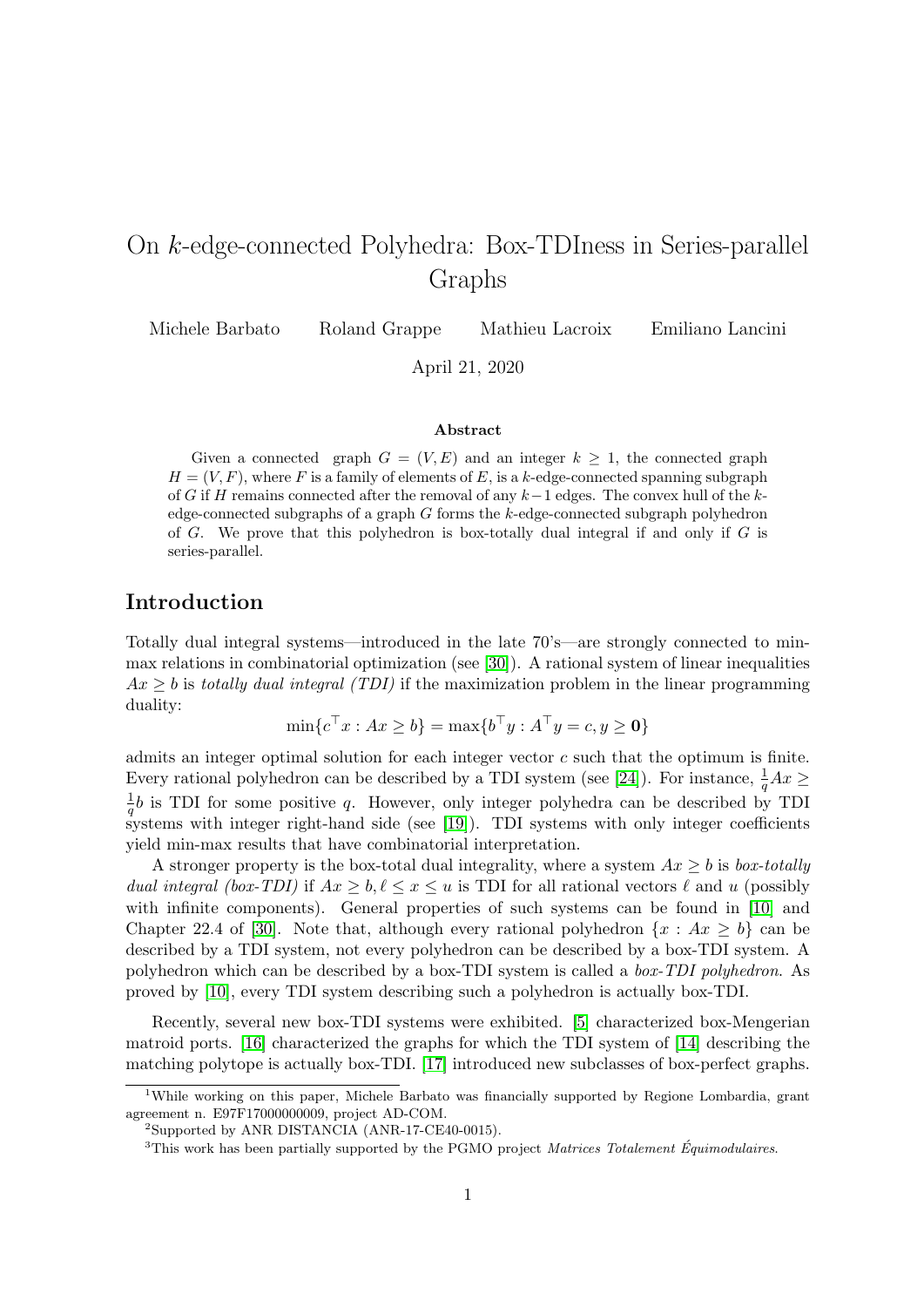# On $k$-edge-connected Polyhedra: Box-TDIness in Series-parallel Graphs

Michele Barbato     Roland Grappe     Mathieu Lacroix     Emiliano Lancini

April 21, 2020

### Abstract

Given a connected graph $G = (V, E)$ and an integer $k \geq 1$, the connected graph $H = (V, F)$, where $F$ is a family of elements of $E$, is a $k$-edge-connected spanning subgraph of $G$ if $H$ remains connected after the removal of any $k-1$ edges. The convex hull of the $k$-edge-connected subgraphs of a graph $G$ forms the $k$-edge-connected subgraph polyhedron of $G$. We prove that this polyhedron is box-totally dual integral if and only if $G$ is series-parallel.

## Introduction

Totally dual integral systems—introduced in the late 70's—are strongly connected to min-max relations in combinatorial optimization (see [30]). A rational system of linear inequalities $Ax \geq b$ is *totally dual integral (TDI)* if the maximization problem in the linear programming duality:

$$\min\{c^\top x : Ax \geq b\} = \max\{b^\top y : A^\top y = c, y \geq \mathbf{0}\}$$

admits an integer optimal solution for each integer vector $c$ such that the optimum is finite. Every rational polyhedron can be described by a TDI system (see [24]). For instance, $\frac{1}{q}Ax \geq \frac{1}{q}b$ is TDI for some positive $q$. However, only integer polyhedra can be described by TDI systems with integer right-hand side (see [19]). TDI systems with only integer coefficients yield min-max results that have combinatorial interpretation.

A stronger property is the box-total dual integrality, where a system $Ax \geq b$ is *box-totally dual integral (box-TDI)* if $Ax \geq b, \ell \leq x \leq u$ is TDI for all rational vectors $\ell$ and $u$ (possibly with infinite components). General properties of such systems can be found in [10] and Chapter 22.4 of [30]. Note that, although every rational polyhedron $\{x : Ax \geq b\}$ can be described by a TDI system, not every polyhedron can be described by a box-TDI system. A polyhedron which can be described by a box-TDI system is called a *box-TDI polyhedron*. As proved by [10], every TDI system describing such a polyhedron is actually box-TDI.

Recently, several new box-TDI systems were exhibited. [5] characterized box-Mengerian matroid ports. [16] characterized the graphs for which the TDI system of [14] describing the matching polytope is actually box-TDI. [17] introduced new subclasses of box-perfect graphs.

---

[1] While working on this paper, Michele Barbato was financially supported by Regione Lombardia, grant agreement n. E97F17000000009, project AD-COM.

[2] Supported by ANR DISTANCIA (ANR-17-CE40-0015).

[3] This work has been partially supported by the PGMO project *Matrices Totalement Équimodulaires*.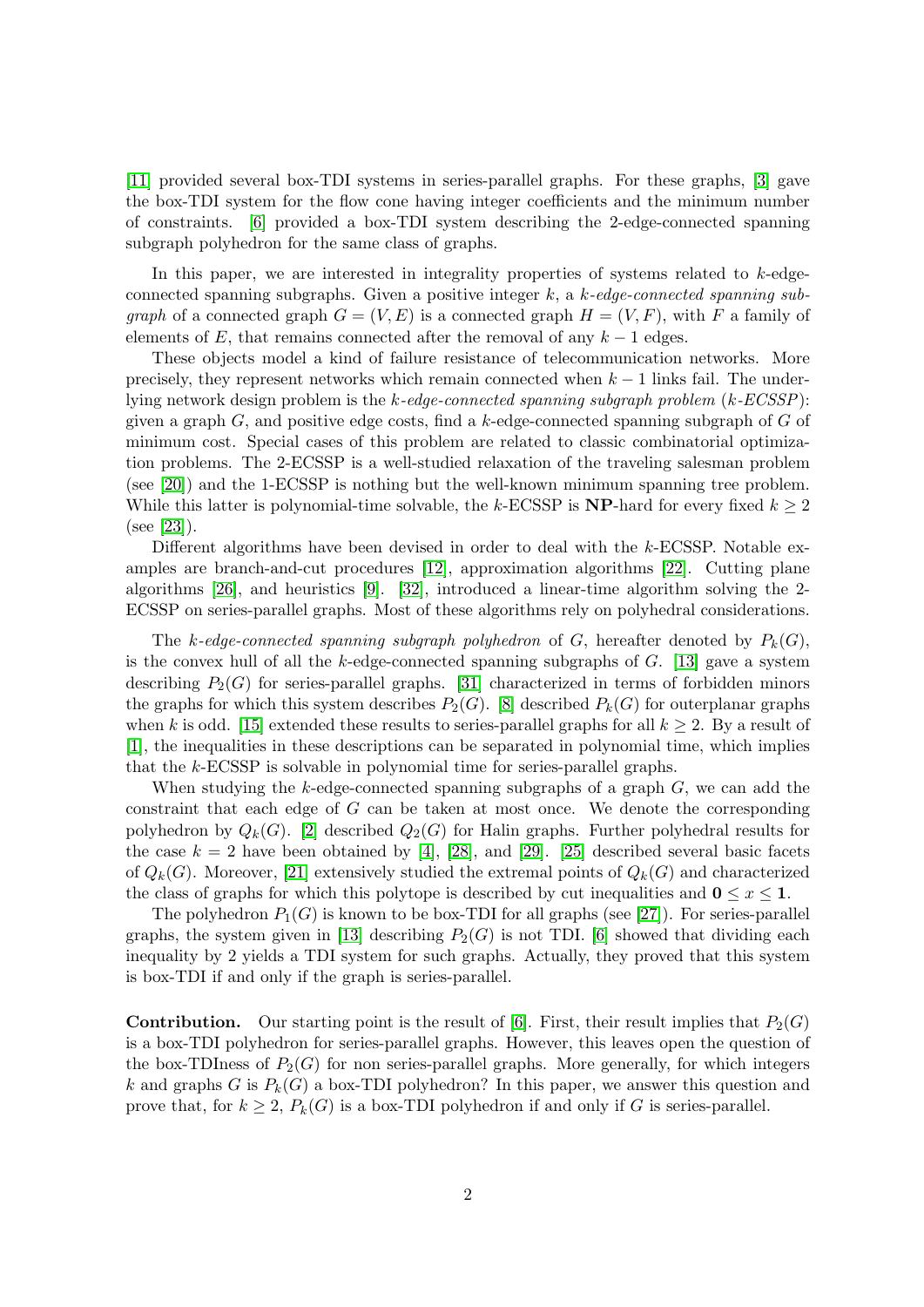[11] provided several box-TDI systems in series-parallel graphs. For these graphs, [3] gave the box-TDI system for the flow cone having integer coefficients and the minimum number of constraints. [6] provided a box-TDI system describing the 2-edge-connected spanning subgraph polyhedron for the same class of graphs.

In this paper, we are interested in integrality properties of systems related to $k$-edge-connected spanning subgraphs. Given a positive integer $k$, a *$k$-edge-connected spanning subgraph* of a connected graph $G = (V, E)$ is a connected graph $H = (V, F)$, with $F$ a family of elements of $E$, that remains connected after the removal of any $k - 1$ edges.

These objects model a kind of failure resistance of telecommunication networks. More precisely, they represent networks which remain connected when $k - 1$ links fail. The underlying network design problem is the *$k$-edge-connected spanning subgraph problem* (*$k$-ECSSP*): given a graph $G$, and positive edge costs, find a $k$-edge-connected spanning subgraph of $G$ of minimum cost. Special cases of this problem are related to classic combinatorial optimization problems. The 2-ECSSP is a well-studied relaxation of the traveling salesman problem (see [20]) and the 1-ECSSP is nothing but the well-known minimum spanning tree problem. While this latter is polynomial-time solvable, the $k$-ECSSP is **NP**-hard for every fixed $k \geq 2$ (see [23]).

Different algorithms have been devised in order to deal with the $k$-ECSSP. Notable examples are branch-and-cut procedures [12], approximation algorithms [22]. Cutting plane algorithms [26], and heuristics [9]. [32], introduced a linear-time algorithm solving the 2-ECSSP on series-parallel graphs. Most of these algorithms rely on polyhedral considerations.

The *$k$-edge-connected spanning subgraph polyhedron* of $G$, hereafter denoted by $P_k(G)$, is the convex hull of all the $k$-edge-connected spanning subgraphs of $G$. [13] gave a system describing $P_2(G)$ for series-parallel graphs. [31] characterized in terms of forbidden minors the graphs for which this system describes $P_2(G)$. [8] described $P_k(G)$ for outerplanar graphs when $k$ is odd. [15] extended these results to series-parallel graphs for all $k \geq 2$. By a result of [1], the inequalities in these descriptions can be separated in polynomial time, which implies that the $k$-ECSSP is solvable in polynomial time for series-parallel graphs.

When studying the $k$-edge-connected spanning subgraphs of a graph $G$, we can add the constraint that each edge of $G$ can be taken at most once. We denote the corresponding polyhedron by $Q_k(G)$. [2] described $Q_2(G)$ for Halin graphs. Further polyhedral results for the case $k = 2$ have been obtained by [4], [28], and [29]. [25] described several basic facets of $Q_k(G)$. Moreover, [21] extensively studied the extremal points of $Q_k(G)$ and characterized the class of graphs for which this polytope is described by cut inequalities and $\mathbf{0} \leq x \leq \mathbf{1}$.

The polyhedron $P_1(G)$ is known to be box-TDI for all graphs (see [27]). For series-parallel graphs, the system given in [13] describing $P_2(G)$ is not TDI. [6] showed that dividing each inequality by 2 yields a TDI system for such graphs. Actually, they proved that this system is box-TDI if and only if the graph is series-parallel.

**Contribution.** Our starting point is the result of [6]. First, their result implies that $P_2(G)$ is a box-TDI polyhedron for series-parallel graphs. However, this leaves open the question of the box-TDIness of $P_2(G)$ for non series-parallel graphs. More generally, for which integers $k$ and graphs $G$ is $P_k(G)$ a box-TDI polyhedron? In this paper, we answer this question and prove that, for $k \geq 2$, $P_k(G)$ is a box-TDI polyhedron if and only if $G$ is series-parallel.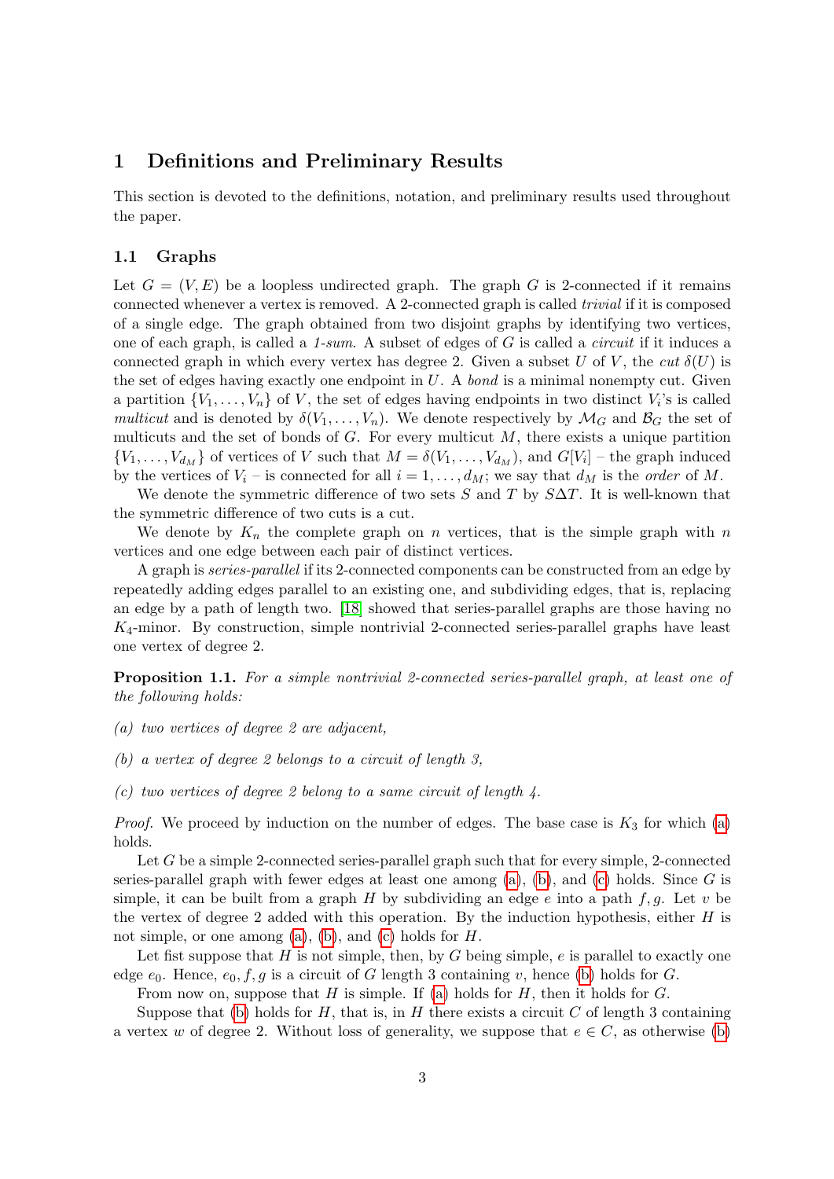# 1 Definitions and Preliminary Results

This section is devoted to the definitions, notation, and preliminary results used throughout the paper.

## 1.1 Graphs

Let $G = (V, E)$ be a loopless undirected graph. The graph $G$ is 2-connected if it remains connected whenever a vertex is removed. A 2-connected graph is called *trivial* if it is composed of a single edge. The graph obtained from two disjoint graphs by identifying two vertices, one of each graph, is called a *1-sum*. A subset of edges of $G$ is called a *circuit* if it induces a connected graph in which every vertex has degree 2. Given a subset $U$ of $V$, the *cut* $\delta(U)$ is the set of edges having exactly one endpoint in $U$. A *bond* is a minimal nonempty cut. Given a partition $\{V_1, \ldots, V_n\}$ of $V$, the set of edges having endpoints in two distinct $V_i$'s is called *multicut* and is denoted by $\delta(V_1, \ldots, V_n)$. We denote respectively by $\mathcal{M}_G$ and $\mathcal{B}_G$ the set of multicuts and the set of bonds of $G$. For every multicut $M$, there exists a unique partition $\{V_1, \ldots, V_{d_M}\}$ of vertices of $V$ such that $M = \delta(V_1, \ldots, V_{d_M})$, and $G[V_i]$ – the graph induced by the vertices of $V_i$ – is connected for all $i = 1, \ldots, d_M$; we say that $d_M$ is the *order* of $M$.

We denote the symmetric difference of two sets $S$ and $T$ by $S \Delta T$. It is well-known that the symmetric difference of two cuts is a cut.

We denote by $K_n$ the complete graph on $n$ vertices, that is the simple graph with $n$ vertices and one edge between each pair of distinct vertices.

A graph is *series-parallel* if its 2-connected components can be constructed from an edge by repeatedly adding edges parallel to an existing one, and subdividing edges, that is, replacing an edge by a path of length two. [18] showed that series-parallel graphs are those having no $K_4$-minor. By construction, simple nontrivial 2-connected series-parallel graphs have least one vertex of degree 2.

**Proposition 1.1.** *For a simple nontrivial 2-connected series-parallel graph, at least one of the following holds:*

*(a) two vertices of degree 2 are adjacent,*

*(b) a vertex of degree 2 belongs to a circuit of length 3,*

*(c) two vertices of degree 2 belong to a same circuit of length 4.*

*Proof.* We proceed by induction on the number of edges. The base case is $K_3$ for which (a) holds.

Let $G$ be a simple 2-connected series-parallel graph such that for every simple, 2-connected series-parallel graph with fewer edges at least one among (a), (b), and (c) holds. Since $G$ is simple, it can be built from a graph $H$ by subdividing an edge $e$ into a path $f, g$. Let $v$ be the vertex of degree 2 added with this operation. By the induction hypothesis, either $H$ is not simple, or one among (a), (b), and (c) holds for $H$.

Let fist suppose that $H$ is not simple, then, by $G$ being simple, $e$ is parallel to exactly one edge $e_0$. Hence, $e_0, f, g$ is a circuit of $G$ length 3 containing $v$, hence (b) holds for $G$.

From now on, suppose that $H$ is simple. If (a) holds for $H$, then it holds for $G$.

Suppose that (b) holds for $H$, that is, in $H$ there exists a circuit $C$ of length 3 containing a vertex $w$ of degree 2. Without loss of generality, we suppose that $e \in C$, as otherwise (b)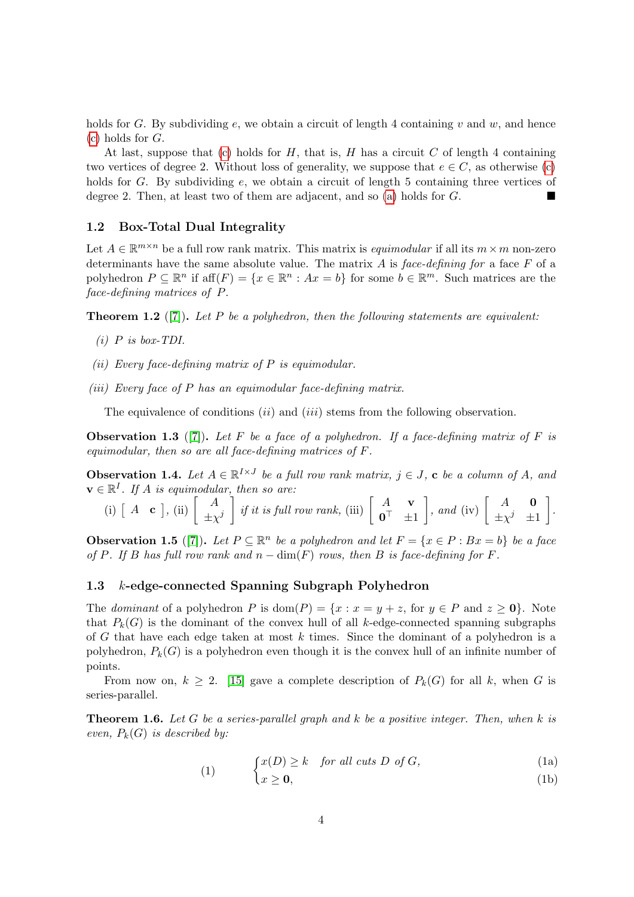holds for $G$. By subdividing $e$, we obtain a circuit of length 4 containing $v$ and $w$, and hence (c) holds for $G$.

At last, suppose that (c) holds for $H$, that is, $H$ has a circuit $C$ of length 4 containing two vertices of degree 2. Without loss of generality, we suppose that $e \in C$, as otherwise (c) holds for $G$. By subdividing $e$, we obtain a circuit of length 5 containing three vertices of degree 2. Then, at least two of them are adjacent, and so (a) holds for $G$. ■

### 1.2 Box-Total Dual Integrality

Let $A \in \mathbb{R}^{m\times n}$ be a full row rank matrix. This matrix is *equimodular* if all its $m \times m$ non-zero determinants have the same absolute value. The matrix $A$ is *face-defining for* a face $F$ of a polyhedron $P \subseteq \mathbb{R}^n$ if $\text{aff}(F) = \{x \in \mathbb{R}^n : Ax = b\}$ for some $b \in \mathbb{R}^m$. Such matrices are the *face-defining matrices of* $P$.

**Theorem 1.2** ([7]). *Let $P$ be a polyhedron, then the following statements are equivalent:*

*(i) $P$ is box-TDI.*

*(ii) Every face-defining matrix of $P$ is equimodular.*

*(iii) Every face of $P$ has an equimodular face-defining matrix.*

The equivalence of conditions $(ii)$ and $(iii)$ stems from the following observation.

**Observation 1.3** ([7]). *Let $F$ be a face of a polyhedron. If a face-defining matrix of $F$ is equimodular, then so are all face-defining matrices of $F$.*

**Observation 1.4.** *Let $A \in \mathbb{R}^{I\times J}$ be a full row rank matrix, $j \in J$, $\mathbf{c}$ be a column of $A$, and $\mathbf{v} \in \mathbb{R}^I$. If $A$ is equimodular, then so are:*

(i) $\begin{bmatrix} A & \mathbf{c} \end{bmatrix}$, (ii) $\begin{bmatrix} A \\ \pm\chi^j \end{bmatrix}$ *if it is full row rank,* (iii) $\begin{bmatrix} A & \mathbf{v} \\ \mathbf{0}^\top & \pm 1 \end{bmatrix}$, *and* (iv) $\begin{bmatrix} A & \mathbf{0} \\ \pm\chi^j & \pm 1 \end{bmatrix}$.

**Observation 1.5** ([7]). *Let $P \subseteq \mathbb{R}^n$ be a polyhedron and let $F = \{x \in P : Bx = b\}$ be a face of $P$. If $B$ has full row rank and $n - \dim(F)$ rows, then $B$ is face-defining for $F$.*

### 1.3 $k$-edge-connected Spanning Subgraph Polyhedron

The *dominant* of a polyhedron $P$ is $\text{dom}(P) = \{x : x = y + z, \text{ for } y \in P \text{ and } z \geq \mathbf{0}\}$. Note that $P_k(G)$ is the dominant of the convex hull of all $k$-edge-connected spanning subgraphs of $G$ that have each edge taken at most $k$ times. Since the dominant of a polyhedron is a polyhedron, $P_k(G)$ is a polyhedron even though it is the convex hull of an infinite number of points.

From now on, $k \geq 2$. [15] gave a complete description of $P_k(G)$ for all $k$, when $G$ is series-parallel.

**Theorem 1.6.** *Let $G$ be a series-parallel graph and $k$ be a positive integer. Then, when $k$ is even, $P_k(G)$ is described by:*

$$(1) \qquad \begin{cases} x(D) \geq k & \text{for all cuts } D \text{ of } G, & \text{(1a)} \\ x \geq \mathbf{0}, & & \text{(1b)} \end{cases}$$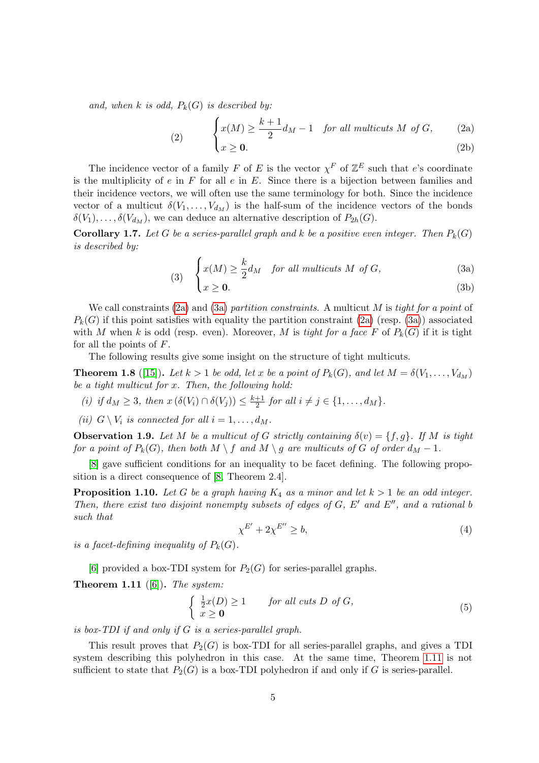*and, when $k$ is odd, $P_k(G)$ is described by:*

$$(2) \qquad \begin{cases} x(M) \geq \dfrac{k+1}{2} d_M - 1 & \textit{for all multicuts } M \textit{ of } G, \qquad \text{(2a)} \\ x \geq \mathbf{0}. & \text{(2b)} \end{cases}$$

The incidence vector of a family $F$ of $E$ is the vector $\chi^F$ of $\mathbb{Z}^E$ such that $e$'s coordinate is the multiplicity of $e$ in $F$ for all $e$ in $E$. Since there is a bijection between families and their incidence vectors, we will often use the same terminology for both. Since the incidence vector of a multicut $\delta(V_1, \ldots, V_{d_M})$ is the half-sum of the incidence vectors of the bonds $\delta(V_1), \ldots, \delta(V_{d_M})$, we can deduce an alternative description of $P_{2h}(G)$.

**Corollary 1.7.** *Let $G$ be a series-parallel graph and $k$ be a positive even integer. Then $P_k(G)$ is described by:*

$$(3) \qquad \begin{cases} x(M) \geq \dfrac{k}{2} d_M & \textit{for all multicuts } M \textit{ of } G, \qquad \text{(3a)} \\ x \geq \mathbf{0}. & \text{(3b)} \end{cases}$$

We call constraints (2a) and (3a) *partition constraints*. A multicut $M$ is *tight for a point* of $P_k(G)$ if this point satisfies with equality the partition constraint (2a) (resp. (3a)) associated with $M$ when $k$ is odd (resp. even). Moreover, $M$ is *tight for a face* $F$ of $P_k(G)$ if it is tight for all the points of $F$.

The following results give some insight on the structure of tight multicuts.

**Theorem 1.8** ([15]). *Let $k > 1$ be odd, let $x$ be a point of $P_k(G)$, and let $M = \delta(V_1, \ldots, V_{d_M})$ be a tight multicut for $x$. Then, the following hold:*

*(i) if $d_M \geq 3$, then $x(\delta(V_i) \cap \delta(V_j)) \leq \frac{k+1}{2}$ for all $i \neq j \in \{1, \ldots, d_M\}$.*

*(ii) $G \setminus V_i$ is connected for all $i = 1, \ldots, d_M$.*

**Observation 1.9.** *Let $M$ be a multicut of $G$ strictly containing $\delta(v) = \{f, g\}$. If $M$ is tight for a point of $P_k(G)$, then both $M \setminus f$ and $M \setminus g$ are multicuts of $G$ of order $d_M - 1$.*

[8] gave sufficient conditions for an inequality to be facet defining. The following proposition is a direct consequence of [8, Theorem 2.4].

**Proposition 1.10.** *Let $G$ be a graph having $K_4$ as a minor and let $k > 1$ be an odd integer. Then, there exist two disjoint nonempty subsets of edges of $G$, $E'$ and $E''$, and a rational $b$ such that*

$$\chi^{E'} + 2\chi^{E''} \geq b, \tag{4}$$

*is a facet-defining inequality of $P_k(G)$.*

[6] provided a box-TDI system for $P_2(G)$ for series-parallel graphs.

**Theorem 1.11** ([6]). *The system:*

$$\begin{cases} \frac{1}{2}x(D) \geq 1 & \textit{for all cuts } D \textit{ of } G, \\ x \geq \mathbf{0} \end{cases} \tag{5}$$

*is box-TDI if and only if $G$ is a series-parallel graph.*

This result proves that $P_2(G)$ is box-TDI for all series-parallel graphs, and gives a TDI system describing this polyhedron in this case. At the same time, Theorem 1.11 is not sufficient to state that $P_2(G)$ is a box-TDI polyhedron if and only if $G$ is series-parallel.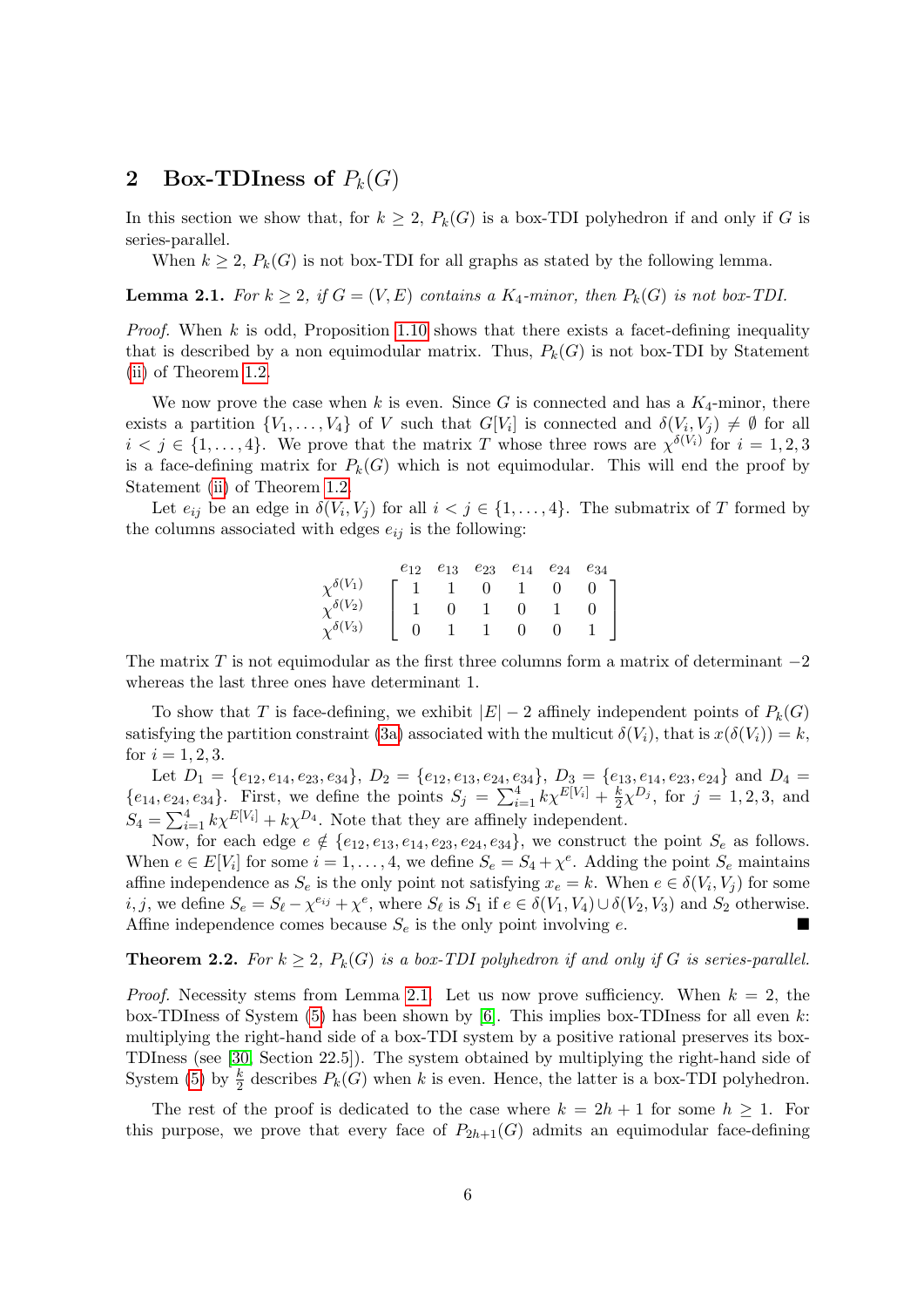## 2 Box-TDIness of $P_k(G)$

In this section we show that, for $k \geq 2$, $P_k(G)$ is a box-TDI polyhedron if and only if $G$ is series-parallel.

When $k \geq 2$, $P_k(G)$ is not box-TDI for all graphs as stated by the following lemma.

**Lemma 2.1.** *For $k \geq 2$, if $G = (V, E)$ contains a $K_4$-minor, then $P_k(G)$ is not box-TDI.*

*Proof.* When $k$ is odd, Proposition 1.10 shows that there exists a facet-defining inequality that is described by a non equimodular matrix. Thus, $P_k(G)$ is not box-TDI by Statement (ii) of Theorem 1.2.

We now prove the case when $k$ is even. Since $G$ is connected and has a $K_4$-minor, there exists a partition $\{V_1, \dots, V_4\}$ of $V$ such that $G[V_i]$ is connected and $\delta(V_i, V_j) \neq \emptyset$ for all $i < j \in \{1, \dots, 4\}$. We prove that the matrix $T$ whose three rows are $\chi^{\delta(V_i)}$ for $i = 1, 2, 3$ is a face-defining matrix for $P_k(G)$ which is not equimodular. This will end the proof by Statement (ii) of Theorem 1.2.

Let $e_{ij}$ be an edge in $\delta(V_i, V_j)$ for all $i < j \in \{1, \dots, 4\}$. The submatrix of $T$ formed by the columns associated with edges $e_{ij}$ is the following:

$$\begin{array}{c} \\ \chi^{\delta(V_1)} \\ \chi^{\delta(V_2)} \\ \chi^{\delta(V_3)} \end{array} \begin{array}{c} \begin{array}{cccccc} e_{12} & e_{13} & e_{23} & e_{14} & e_{24} & e_{34} \end{array} \\ \left[\begin{array}{cccccc} 1 & 1 & 0 & 1 & 0 & 0 \\ 1 & 0 & 1 & 0 & 1 & 0 \\ 0 & 1 & 1 & 0 & 0 & 1 \end{array}\right] \end{array}$$

The matrix $T$ is not equimodular as the first three columns form a matrix of determinant $-2$ whereas the last three ones have determinant 1.

To show that $T$ is face-defining, we exhibit $|E| - 2$ affinely independent points of $P_k(G)$ satisfying the partition constraint (3a) associated with the multicut $\delta(V_i)$, that is $x(\delta(V_i)) = k$, for $i = 1, 2, 3$.

Let $D_1 = \{e_{12}, e_{14}, e_{23}, e_{34}\}$, $D_2 = \{e_{12}, e_{13}, e_{24}, e_{34}\}$, $D_3 = \{e_{13}, e_{14}, e_{23}, e_{24}\}$ and $D_4 = \{e_{14}, e_{24}, e_{34}\}$. First, we define the points $S_j = \sum_{i=1}^{4} k\chi^{E[V_i]} + \frac{k}{2}\chi^{D_j}$, for $j = 1, 2, 3$, and $S_4 = \sum_{i=1}^{4} k\chi^{E[V_i]} + k\chi^{D_4}$. Note that they are affinely independent.

Now, for each edge $e \notin \{e_{12}, e_{13}, e_{14}, e_{23}, e_{24}, e_{34}\}$, we construct the point $S_e$ as follows. When $e \in E[V_i]$ for some $i = 1, \dots, 4$, we define $S_e = S_4 + \chi^e$. Adding the point $S_e$ maintains affine independence as $S_e$ is the only point not satisfying $x_e = k$. When $e \in \delta(V_i, V_j)$ for some $i, j$, we define $S_e = S_\ell - \chi^{e_{ij}} + \chi^e$, where $S_\ell$ is $S_1$ if $e \in \delta(V_1, V_4) \cup \delta(V_2, V_3)$ and $S_2$ otherwise. Affine independence comes because $S_e$ is the only point involving $e$. ∎

**Theorem 2.2.** *For $k \geq 2$, $P_k(G)$ is a box-TDI polyhedron if and only if $G$ is series-parallel.*

*Proof.* Necessity stems from Lemma 2.1. Let us now prove sufficiency. When $k = 2$, the box-TDIness of System (5) has been shown by [6]. This implies box-TDIness for all even $k$: multiplying the right-hand side of a box-TDI system by a positive rational preserves its box-TDIness (see [30, Section 22.5]). The system obtained by multiplying the right-hand side of System (5) by $\frac{k}{2}$ describes $P_k(G)$ when $k$ is even. Hence, the latter is a box-TDI polyhedron.

The rest of the proof is dedicated to the case where $k = 2h + 1$ for some $h \geq 1$. For this purpose, we prove that every face of $P_{2h+1}(G)$ admits an equimodular face-defining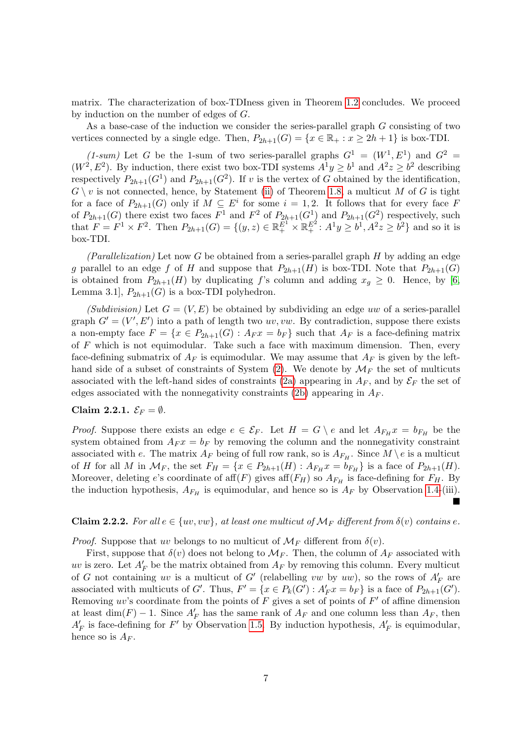matrix. The characterization of box-TDIness given in Theorem 1.2 concludes. We proceed by induction on the number of edges of $G$.

As a base-case of the induction we consider the series-parallel graph $G$ consisting of two vertices connected by a single edge. Then, $P_{2h+1}(G) = \{x \in \mathbb{R}_+ : x \geq 2h+1\}$ is box-TDI.

*(1-sum)* Let $G$ be the 1-sum of two series-parallel graphs $G^1 = (W^1, E^1)$ and $G^2 = (W^2, E^2)$. By induction, there exist two box-TDI systems $A^1 y \geq b^1$ and $A^2 z \geq b^2$ describing respectively $P_{2h+1}(G^1)$ and $P_{2h+1}(G^2)$. If $v$ is the vertex of $G$ obtained by the identification, $G \setminus v$ is not connected, hence, by Statement (ii) of Theorem 1.8, a multicut $M$ of $G$ is tight for a face of $P_{2h+1}(G)$ only if $M \subseteq E^i$ for some $i = 1, 2$. It follows that for every face $F$ of $P_{2h+1}(G)$ there exist two faces $F^1$ and $F^2$ of $P_{2h+1}(G^1)$ and $P_{2h+1}(G^2)$ respectively, such that $F = F^1 \times F^2$. Then $P_{2h+1}(G) = \{(y, z) \in \mathbb{R}_+^{E^1} \times \mathbb{R}_+^{E^2} : A^1 y \geq b^1, A^2 z \geq b^2\}$ and so it is box-TDI.

*(Parallelization)* Let now $G$ be obtained from a series-parallel graph $H$ by adding an edge $g$ parallel to an edge $f$ of $H$ and suppose that $P_{2h+1}(H)$ is box-TDI. Note that $P_{2h+1}(G)$ is obtained from $P_{2h+1}(H)$ by duplicating $f$'s column and adding $x_g \geq 0$. Hence, by [6, Lemma 3.1], $P_{2h+1}(G)$ is a box-TDI polyhedron.

*(Subdivision)* Let $G = (V, E)$ be obtained by subdividing an edge $uw$ of a series-parallel graph $G' = (V', E')$ into a path of length two $uv, vw$. By contradiction, suppose there exists a non-empty face $F = \{x \in P_{2h+1}(G) : A_F x = b_F\}$ such that $A_F$ is a face-defining matrix of $F$ which is not equimodular. Take such a face with maximum dimension. Then, every face-defining submatrix of $A_F$ is equimodular. We may assume that $A_F$ is given by the left-hand side of a subset of constraints of System (2). We denote by $\mathcal{M}_F$ the set of multicuts associated with the left-hand sides of constraints (2a) appearing in $A_F$, and by $\mathcal{E}_F$ the set of edges associated with the nonnegativity constraints (2b) appearing in $A_F$.

**Claim 2.2.1.** $\mathcal{E}_F = \emptyset$.

*Proof.* Suppose there exists an edge $e \in \mathcal{E}_F$. Let $H = G \setminus e$ and let $A_{F_H} x = b_{F_H}$ be the system obtained from $A_F x = b_F$ by removing the column and the nonnegativity constraint associated with $e$. The matrix $A_F$ being of full row rank, so is $A_{F_H}$. Since $M \setminus e$ is a multicut of $H$ for all $M$ in $\mathcal{M}_F$, the set $F_H = \{x \in P_{2h+1}(H) : A_{F_H} x = b_{F_H}\}$ is a face of $P_{2h+1}(H)$. Moreover, deleting $e$'s coordinate of $\text{aff}(F)$ gives $\text{aff}(F_H)$ so $A_{F_H}$ is face-defining for $F_H$. By the induction hypothesis, $A_{F_H}$ is equimodular, and hence so is $A_F$ by Observation 1.4-(iii). ∎

**Claim 2.2.2.** *For all $e \in \{uv, vw\}$, at least one multicut of $\mathcal{M}_F$ different from $\delta(v)$ contains $e$.*

*Proof.* Suppose that $uv$ belongs to no multicut of $\mathcal{M}_F$ different from $\delta(v)$.

First, suppose that $\delta(v)$ does not belong to $\mathcal{M}_F$. Then, the column of $A_F$ associated with $uv$ is zero. Let $A'_F$ be the matrix obtained from $A_F$ by removing this column. Every multicut of $G$ not containing $uv$ is a multicut of $G'$ (relabelling $vw$ by $uw$), so the rows of $A'_F$ are associated with multicuts of $G'$. Thus, $F' = \{x \in P_k(G') : A'_F x = b_F\}$ is a face of $P_{2h+1}(G')$. Removing $uv$'s coordinate from the points of $F$ gives a set of points of $F'$ of affine dimension at least $\dim(F) - 1$. Since $A'_F$ has the same rank of $A_F$ and one column less than $A_F$, then $A'_F$ is face-defining for $F'$ by Observation 1.5. By induction hypothesis, $A'_F$ is equimodular, hence so is $A_F$.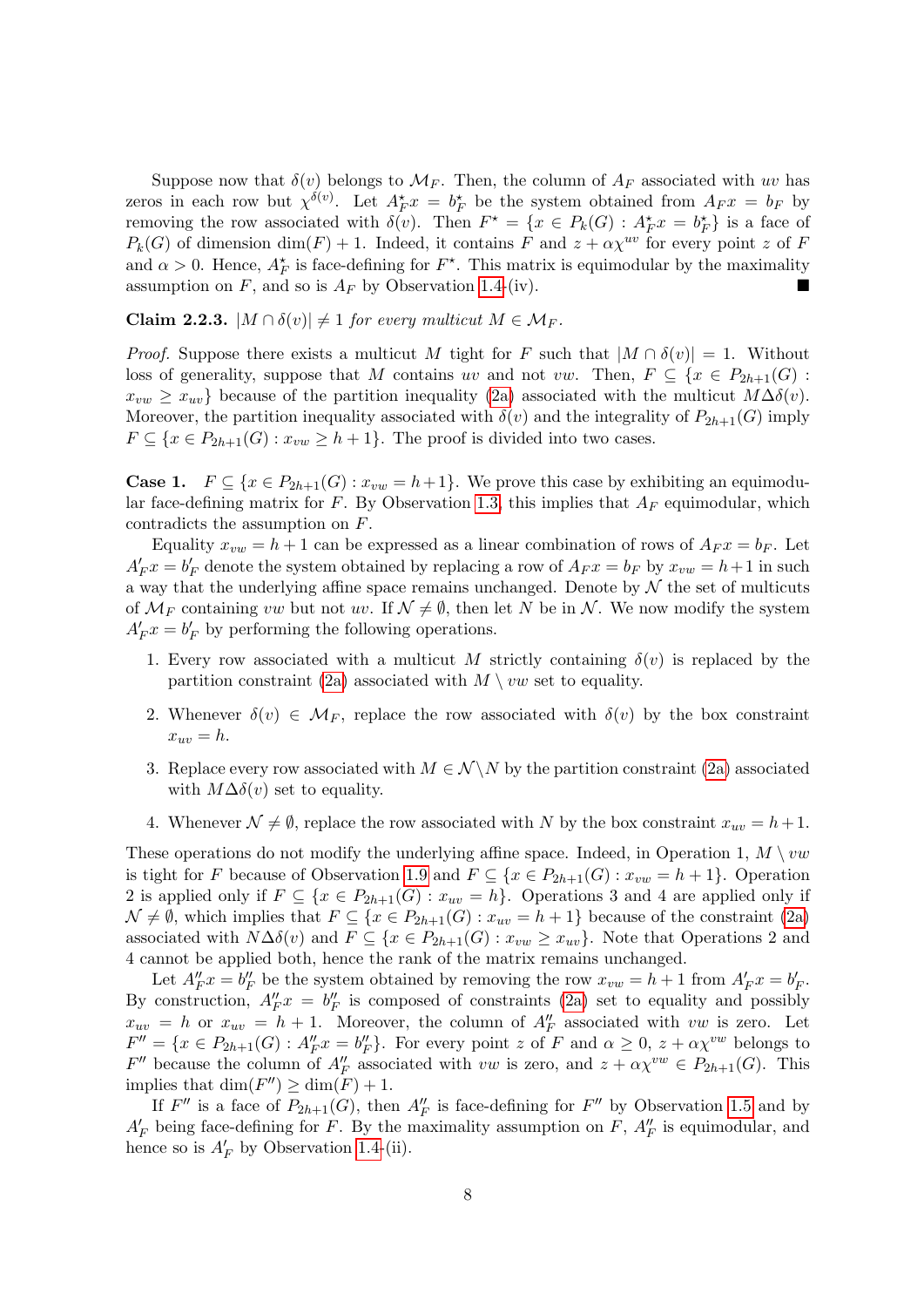Suppose now that $\delta(v)$ belongs to $\mathcal{M}_F$. Then, the column of $A_F$ associated with $uv$ has zeros in each row but $\chi^{\delta(v)}$. Let $A^\star_F x = b^\star_F$ be the system obtained from $A_F x = b_F$ by removing the row associated with $\delta(v)$. Then $F^\star = \{x \in P_k(G) : A^\star_F x = b^\star_F\}$ is a face of $P_k(G)$ of dimension $\dim(F) + 1$. Indeed, it contains $F$ and $z + \alpha\chi^{uv}$ for every point $z$ of $F$ and $\alpha > 0$. Hence, $A^\star_F$ is face-defining for $F^\star$. This matrix is equimodular by the maximality assumption on $F$, and so is $A_F$ by Observation 1.4-(iv). ■

**Claim 2.2.3.** *$|M \cap \delta(v)| \neq 1$ for every multicut $M \in \mathcal{M}_F$.*

*Proof.* Suppose there exists a multicut $M$ tight for $F$ such that $|M \cap \delta(v)| = 1$. Without loss of generality, suppose that $M$ contains $uv$ and not $vw$. Then, $F \subseteq \{x \in P_{2h+1}(G) : x_{vw} \geq x_{uv}\}$ because of the partition inequality (2a) associated with the multicut $M \Delta \delta(v)$. Moreover, the partition inequality associated with $\delta(v)$ and the integrality of $P_{2h+1}(G)$ imply $F \subseteq \{x \in P_{2h+1}(G) : x_{vw} \geq h+1\}$. The proof is divided into two cases.

**Case 1.** $F \subseteq \{x \in P_{2h+1}(G) : x_{vw} = h+1\}$. We prove this case by exhibiting an equimodular face-defining matrix for $F$. By Observation 1.3, this implies that $A_F$ equimodular, which contradicts the assumption on $F$.

Equality $x_{vw} = h+1$ can be expressed as a linear combination of rows of $A_F x = b_F$. Let $A'_F x = b'_F$ denote the system obtained by replacing a row of $A_F x = b_F$ by $x_{vw} = h+1$ in such a way that the underlying affine space remains unchanged. Denote by $\mathcal{N}$ the set of multicuts of $\mathcal{M}_F$ containing $vw$ but not $uv$. If $\mathcal{N} \neq \emptyset$, then let $N$ be in $\mathcal{N}$. We now modify the system $A'_F x = b'_F$ by performing the following operations.

1. Every row associated with a multicut $M$ strictly containing $\delta(v)$ is replaced by the partition constraint (2a) associated with $M \setminus vw$ set to equality.
2. Whenever $\delta(v) \in \mathcal{M}_F$, replace the row associated with $\delta(v)$ by the box constraint $x_{uv} = h$.
3. Replace every row associated with $M \in \mathcal{N} \setminus N$ by the partition constraint (2a) associated with $M \Delta \delta(v)$ set to equality.
4. Whenever $\mathcal{N} \neq \emptyset$, replace the row associated with $N$ by the box constraint $x_{uv} = h+1$.

These operations do not modify the underlying affine space. Indeed, in Operation 1, $M \setminus vw$ is tight for $F$ because of Observation 1.9 and $F \subseteq \{x \in P_{2h+1}(G) : x_{vw} = h+1\}$. Operation 2 is applied only if $F \subseteq \{x \in P_{2h+1}(G) : x_{uv} = h\}$. Operations 3 and 4 are applied only if $\mathcal{N} \neq \emptyset$, which implies that $F \subseteq \{x \in P_{2h+1}(G) : x_{uv} = h+1\}$ because of the constraint (2a) associated with $N \Delta \delta(v)$ and $F \subseteq \{x \in P_{2h+1}(G) : x_{vw} \geq x_{uv}\}$. Note that Operations 2 and 4 cannot be applied both, hence the rank of the matrix remains unchanged.

Let $A''_F x = b''_F$ be the system obtained by removing the row $x_{vw} = h+1$ from $A'_F x = b'_F$. By construction, $A''_F x = b''_F$ is composed of constraints (2a) set to equality and possibly $x_{uv} = h$ or $x_{uv} = h+1$. Moreover, the column of $A''_F$ associated with $vw$ is zero. Let $F'' = \{x \in P_{2h+1}(G) : A''_F x = b''_F\}$. For every point $z$ of $F$ and $\alpha \geq 0$, $z + \alpha\chi^{vw}$ belongs to $F''$ because the column of $A''_F$ associated with $vw$ is zero, and $z + \alpha\chi^{vw} \in P_{2h+1}(G)$. This implies that $\dim(F'') \geq \dim(F) + 1$.

If $F''$ is a face of $P_{2h+1}(G)$, then $A''_F$ is face-defining for $F''$ by Observation 1.5 and by $A'_F$ being face-defining for $F$. By the maximality assumption on $F$, $A''_F$ is equimodular, and hence so is $A'_F$ by Observation 1.4-(ii).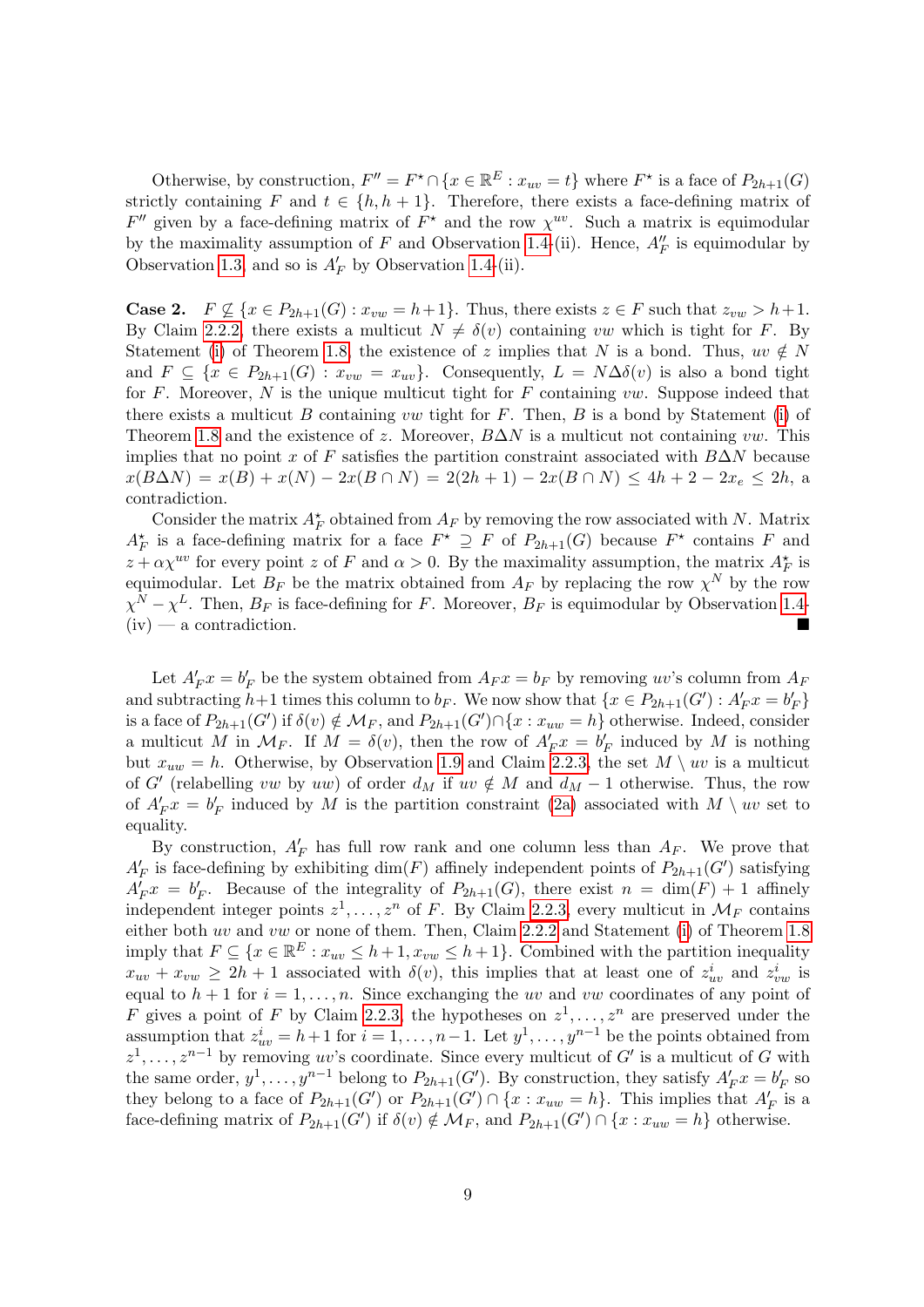Otherwise, by construction, $F'' = F^\star \cap \{x \in \mathbb{R}^E : x_{uv} = t\}$ where $F^\star$ is a face of $P_{2h+1}(G)$ strictly containing $F$ and $t \in \{h, h+1\}$. Therefore, there exists a face-defining matrix of $F''$ given by a face-defining matrix of $F^\star$ and the row $\chi^{uv}$. Such a matrix is equimodular by the maximality assumption of $F$ and Observation 1.4-(ii). Hence, $A''_F$ is equimodular by Observation 1.3, and so is $A'_F$ by Observation 1.4-(ii).

**Case 2.** $F \not\subseteq \{x \in P_{2h+1}(G) : x_{vw} = h+1\}$. Thus, there exists $z \in F$ such that $z_{vw} > h+1$. By Claim 2.2.2, there exists a multicut $N \neq \delta(v)$ containing $vw$ which is tight for $F$. By Statement (i) of Theorem 1.8, the existence of $z$ implies that $N$ is a bond. Thus, $uv \notin N$ and $F \subseteq \{x \in P_{2h+1}(G) : x_{vw} = x_{uv}\}$. Consequently, $L = N \Delta \delta(v)$ is also a bond tight for $F$. Moreover, $N$ is the unique multicut tight for $F$ containing $vw$. Suppose indeed that there exists a multicut $B$ containing $vw$ tight for $F$. Then, $B$ is a bond by Statement (i) of Theorem 1.8 and the existence of $z$. Moreover, $B \Delta N$ is a multicut not containing $vw$. This implies that no point $x$ of $F$ satisfies the partition constraint associated with $B \Delta N$ because $x(B \Delta N) = x(B) + x(N) - 2x(B \cap N) = 2(2h+1) - 2x(B \cap N) \leq 4h + 2 - 2x_e \leq 2h$, a contradiction.

Consider the matrix $A^\star_F$ obtained from $A_F$ by removing the row associated with $N$. Matrix $A^\star_F$ is a face-defining matrix for a face $F^\star \supseteq F$ of $P_{2h+1}(G)$ because $F^\star$ contains $F$ and $z + \alpha\chi^{uv}$ for every point $z$ of $F$ and $\alpha > 0$. By the maximality assumption, the matrix $A^\star_F$ is equimodular. Let $B_F$ be the matrix obtained from $A_F$ by replacing the row $\chi^N$ by the row $\chi^N - \chi^L$. Then, $B_F$ is face-defining for $F$. Moreover, $B_F$ is equimodular by Observation 1.4-(iv) — a contradiction. ■

Let $A'_F x = b'_F$ be the system obtained from $A_F x = b_F$ by removing $uv$'s column from $A_F$ and subtracting $h+1$ times this column to $b_F$. We now show that $\{x \in P_{2h+1}(G') : A'_F x = b'_F\}$ is a face of $P_{2h+1}(G')$ if $\delta(v) \notin \mathcal{M}_F$, and $P_{2h+1}(G') \cap \{x : x_{uw} = h\}$ otherwise. Indeed, consider a multicut $M$ in $\mathcal{M}_F$. If $M = \delta(v)$, then the row of $A'_F x = b'_F$ induced by $M$ is nothing but $x_{uw} = h$. Otherwise, by Observation 1.9 and Claim 2.2.3, the set $M \setminus uv$ is a multicut of $G'$ (relabelling $vw$ by $uw$) of order $d_M$ if $uv \notin M$ and $d_M - 1$ otherwise. Thus, the row of $A'_F x = b'_F$ induced by $M$ is the partition constraint (2a) associated with $M \setminus uv$ set to equality.

By construction, $A'_F$ has full row rank and one column less than $A_F$. We prove that $A'_F$ is face-defining by exhibiting $\dim(F)$ affinely independent points of $P_{2h+1}(G')$ satisfying $A'_F x = b'_F$. Because of the integrality of $P_{2h+1}(G)$, there exist $n = \dim(F) + 1$ affinely independent integer points $z^1, \ldots, z^n$ of $F$. By Claim 2.2.3, every multicut in $\mathcal{M}_F$ contains either both $uv$ and $vw$ or none of them. Then, Claim 2.2.2 and Statement (i) of Theorem 1.8 imply that $F \subseteq \{x \in \mathbb{R}^E : x_{uv} \leq h+1, x_{vw} \leq h+1\}$. Combined with the partition inequality $x_{uv} + x_{vw} \geq 2h+1$ associated with $\delta(v)$, this implies that at least one of $z^i_{uv}$ and $z^i_{vw}$ is equal to $h+1$ for $i = 1, \ldots, n$. Since exchanging the $uv$ and $vw$ coordinates of any point of $F$ gives a point of $F$ by Claim 2.2.3, the hypotheses on $z^1, \ldots, z^n$ are preserved under the assumption that $z^i_{uv} = h+1$ for $i = 1, \ldots, n-1$. Let $y^1, \ldots, y^{n-1}$ be the points obtained from $z^1, \ldots, z^{n-1}$ by removing $uv$'s coordinate. Since every multicut of $G'$ is a multicut of $G$ with the same order, $y^1, \ldots, y^{n-1}$ belong to $P_{2h+1}(G')$. By construction, they satisfy $A'_F x = b'_F$ so they belong to a face of $P_{2h+1}(G')$ or $P_{2h+1}(G') \cap \{x : x_{uw} = h\}$. This implies that $A'_F$ is a face-defining matrix of $P_{2h+1}(G')$ if $\delta(v) \notin \mathcal{M}_F$, and $P_{2h+1}(G') \cap \{x : x_{uw} = h\}$ otherwise.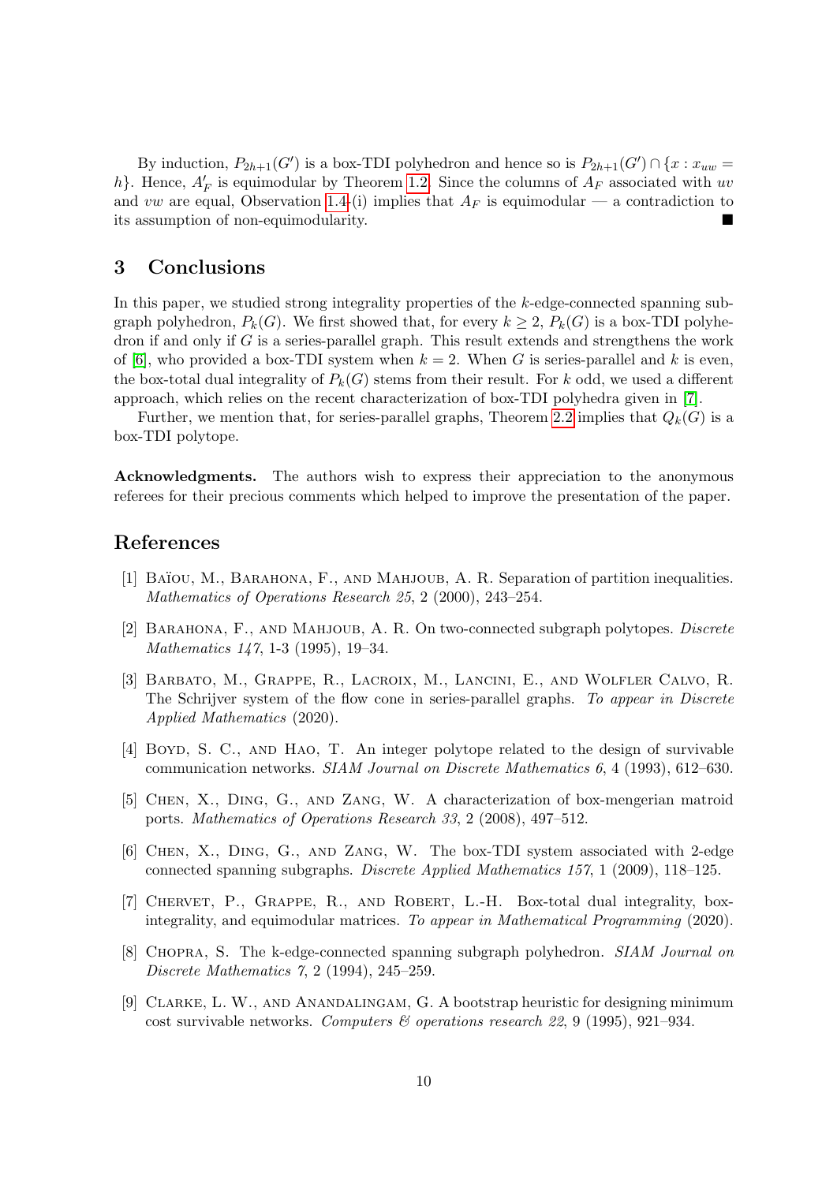By induction, $P_{2h+1}(G')$ is a box-TDI polyhedron and hence so is $P_{2h+1}(G') \cap \{x : x_{uw} = h\}$. Hence, $A'_F$ is equimodular by Theorem 1.2. Since the columns of $A_F$ associated with $uv$ and $vw$ are equal, Observation 1.4-(i) implies that $A_F$ is equimodular — a contradiction to its assumption of non-equimodularity. ∎

## 3 Conclusions

In this paper, we studied strong integrality properties of the $k$-edge-connected spanning subgraph polyhedron, $P_k(G)$. We first showed that, for every $k \geq 2$, $P_k(G)$ is a box-TDI polyhedron if and only if $G$ is a series-parallel graph. This result extends and strengthens the work of [6], who provided a box-TDI system when $k = 2$. When $G$ is series-parallel and $k$ is even, the box-total dual integrality of $P_k(G)$ stems from their result. For $k$ odd, we used a different approach, which relies on the recent characterization of box-TDI polyhedra given in [7].

Further, we mention that, for series-parallel graphs, Theorem 2.2 implies that $Q_k(G)$ is a box-TDI polytope.

**Acknowledgments.** The authors wish to express their appreciation to the anonymous referees for their precious comments which helped to improve the presentation of the paper.

## References

[1] Baïou, M., Barahona, F., and Mahjoub, A. R. Separation of partition inequalities. *Mathematics of Operations Research 25*, 2 (2000), 243–254.

[2] Barahona, F., and Mahjoub, A. R. On two-connected subgraph polytopes. *Discrete Mathematics 147*, 1-3 (1995), 19–34.

[3] Barbato, M., Grappe, R., Lacroix, M., Lancini, E., and Wolfler Calvo, R. The Schrijver system of the flow cone in series-parallel graphs. *To appear in Discrete Applied Mathematics* (2020).

[4] Boyd, S. C., and Hao, T. An integer polytope related to the design of survivable communication networks. *SIAM Journal on Discrete Mathematics 6*, 4 (1993), 612–630.

[5] Chen, X., Ding, G., and Zang, W. A characterization of box-mengerian matroid ports. *Mathematics of Operations Research 33*, 2 (2008), 497–512.

[6] Chen, X., Ding, G., and Zang, W. The box-TDI system associated with 2-edge connected spanning subgraphs. *Discrete Applied Mathematics 157*, 1 (2009), 118–125.

[7] Chervet, P., Grappe, R., and Robert, L.-H. Box-total dual integrality, box-integrality, and equimodular matrices. *To appear in Mathematical Programming* (2020).

[8] Chopra, S. The k-edge-connected spanning subgraph polyhedron. *SIAM Journal on Discrete Mathematics 7*, 2 (1994), 245–259.

[9] Clarke, L. W., and Anandalingam, G. A bootstrap heuristic for designing minimum cost survivable networks. *Computers & operations research 22*, 9 (1995), 921–934.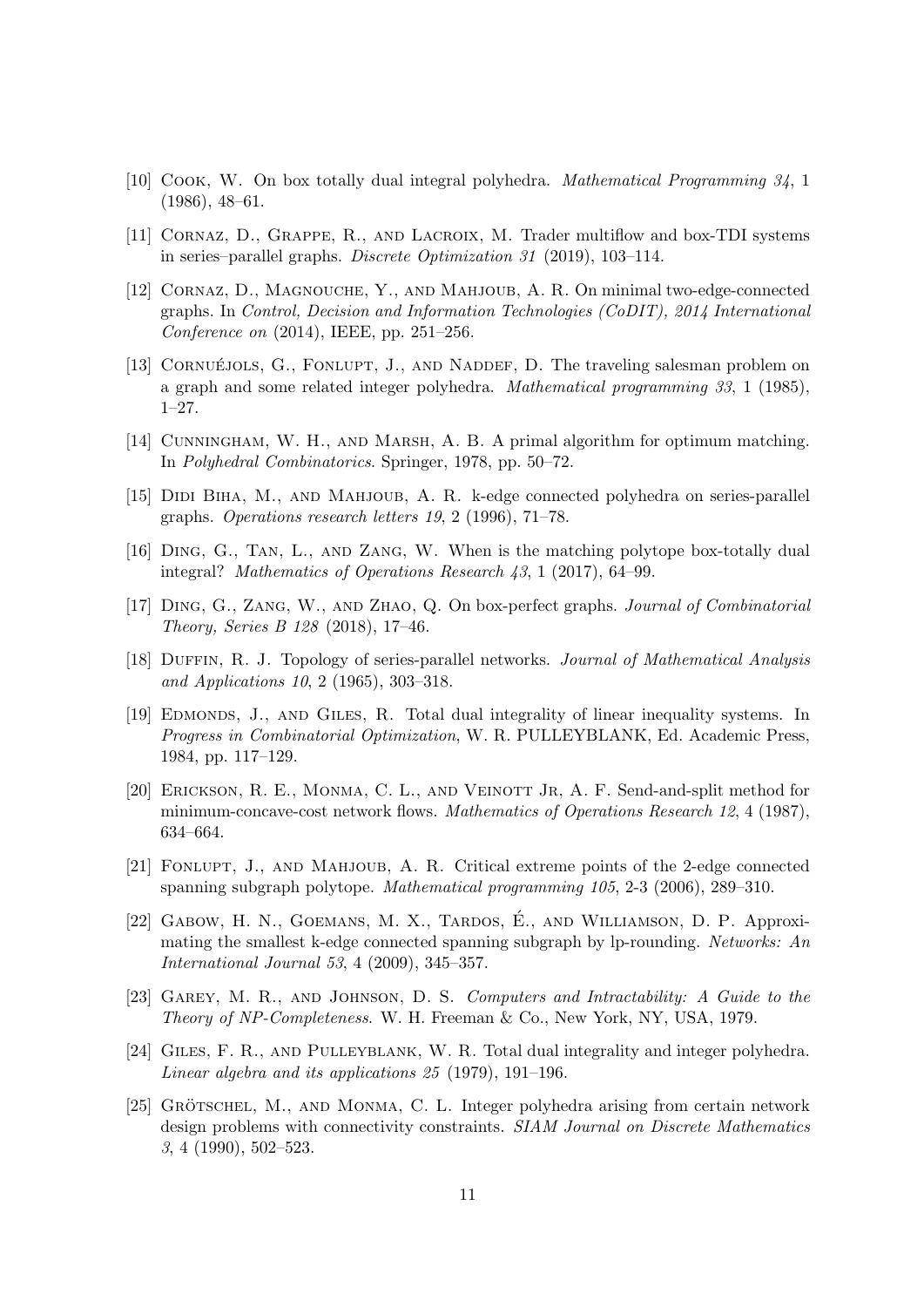[10] Cook, W. On box totally dual integral polyhedra. *Mathematical Programming 34*, 1 (1986), 48–61.

[11] Cornaz, D., Grappe, R., and Lacroix, M. Trader multiflow and box-TDI systems in series–parallel graphs. *Discrete Optimization 31* (2019), 103–114.

[12] Cornaz, D., Magnouche, Y., and Mahjoub, A. R. On minimal two-edge-connected graphs. In *Control, Decision and Information Technologies (CoDIT), 2014 International Conference on* (2014), IEEE, pp. 251–256.

[13] Cornuéjols, G., Fonlupt, J., and Naddef, D. The traveling salesman problem on a graph and some related integer polyhedra. *Mathematical programming 33*, 1 (1985), 1–27.

[14] Cunningham, W. H., and Marsh, A. B. A primal algorithm for optimum matching. In *Polyhedral Combinatorics*. Springer, 1978, pp. 50–72.

[15] Didi Biha, M., and Mahjoub, A. R. k-edge connected polyhedra on series-parallel graphs. *Operations research letters 19*, 2 (1996), 71–78.

[16] Ding, G., Tan, L., and Zang, W. When is the matching polytope box-totally dual integral? *Mathematics of Operations Research 43*, 1 (2017), 64–99.

[17] Ding, G., Zang, W., and Zhao, Q. On box-perfect graphs. *Journal of Combinatorial Theory, Series B 128* (2018), 17–46.

[18] Duffin, R. J. Topology of series-parallel networks. *Journal of Mathematical Analysis and Applications 10*, 2 (1965), 303–318.

[19] Edmonds, J., and Giles, R. Total dual integrality of linear inequality systems. In *Progress in Combinatorial Optimization*, W. R. PULLEYBLANK, Ed. Academic Press, 1984, pp. 117–129.

[20] Erickson, R. E., Monma, C. L., and Veinott Jr, A. F. Send-and-split method for minimum-concave-cost network flows. *Mathematics of Operations Research 12*, 4 (1987), 634–664.

[21] Fonlupt, J., and Mahjoub, A. R. Critical extreme points of the 2-edge connected spanning subgraph polytope. *Mathematical programming 105*, 2-3 (2006), 289–310.

[22] Gabow, H. N., Goemans, M. X., Tardos, É., and Williamson, D. P. Approximating the smallest k-edge connected spanning subgraph by lp-rounding. *Networks: An International Journal 53*, 4 (2009), 345–357.

[23] Garey, M. R., and Johnson, D. S. *Computers and Intractability: A Guide to the Theory of NP-Completeness*. W. H. Freeman & Co., New York, NY, USA, 1979.

[24] Giles, F. R., and Pulleyblank, W. R. Total dual integrality and integer polyhedra. *Linear algebra and its applications 25* (1979), 191–196.

[25] Grötschel, M., and Monma, C. L. Integer polyhedra arising from certain network design problems with connectivity constraints. *SIAM Journal on Discrete Mathematics 3*, 4 (1990), 502–523.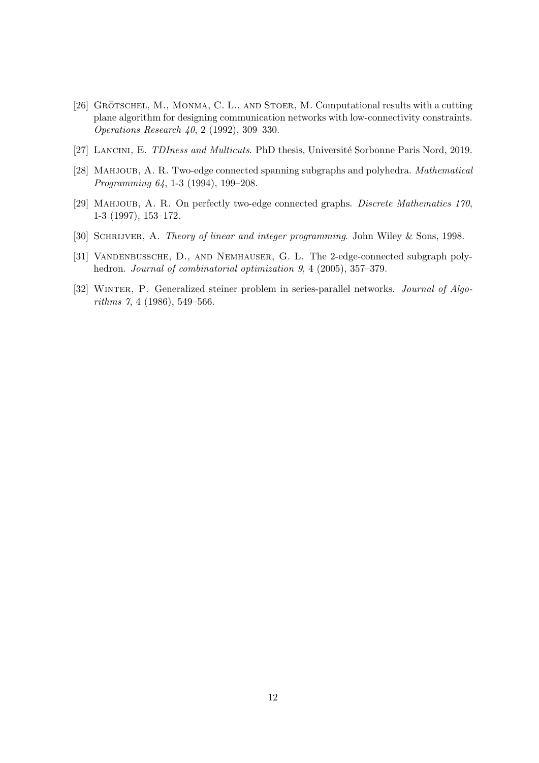[26] Grötschel, M., Monma, C. L., and Stoer, M. Computational results with a cutting plane algorithm for designing communication networks with low-connectivity constraints. *Operations Research 40*, 2 (1992), 309–330.

[27] Lancini, E. *TDIness and Multicuts*. PhD thesis, Université Sorbonne Paris Nord, 2019.

[28] Mahjoub, A. R. Two-edge connected spanning subgraphs and polyhedra. *Mathematical Programming 64*, 1-3 (1994), 199–208.

[29] Mahjoub, A. R. On perfectly two-edge connected graphs. *Discrete Mathematics 170*, 1-3 (1997), 153–172.

[30] Schrijver, A. *Theory of linear and integer programming*. John Wiley & Sons, 1998.

[31] Vandenbussche, D., and Nemhauser, G. L. The 2-edge-connected subgraph polyhedron. *Journal of combinatorial optimization 9*, 4 (2005), 357–379.

[32] Winter, P. Generalized steiner problem in series-parallel networks. *Journal of Algorithms 7*, 4 (1986), 549–566.